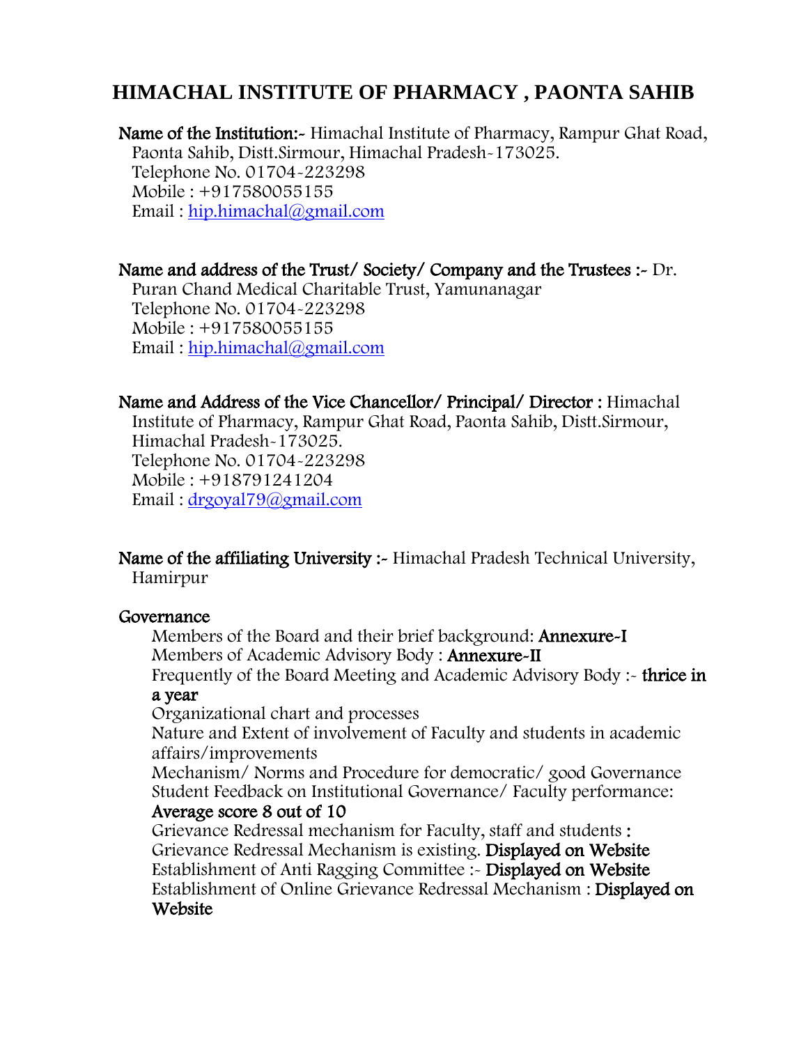# HIMACHAL INSTITUTE OF PHARMACY , PAONTA SAHIB

**Name of the Institution:-** Himachal Institute of Pharmacy, Rampur Ghat Road, Paonta Sahib, Distt.Sirmour, Himachal Pradesh-173025.
Telephone No. 01704-223298
Mobile : +917580055155
Email : hip.himachal@gmail.com

**Name and address of the Trust/ Society/ Company and the Trustees :-** Dr. Puran Chand Medical Charitable Trust, Yamunanagar
Telephone No. 01704-223298
Mobile : +917580055155
Email : hip.himachal@gmail.com

**Name and Address of the Vice Chancellor/ Principal/ Director :** Himachal Institute of Pharmacy, Rampur Ghat Road, Paonta Sahib, Distt.Sirmour, Himachal Pradesh-173025.
Telephone No. 01704-223298
Mobile : +918791241204
Email : drgoyal79@gmail.com

**Name of the affiliating University :-** Himachal Pradesh Technical University, Hamirpur

**Governance**

Members of the Board and their brief background: **Annexure-I**
Members of Academic Advisory Body : **Annexure-II**
Frequently of the Board Meeting and Academic Advisory Body :- **thrice in a year**
Organizational chart and processes
Nature and Extent of involvement of Faculty and students in academic affairs/improvements
Mechanism/ Norms and Procedure for democratic/ good Governance
Student Feedback on Institutional Governance/ Faculty performance: **Average score 8 out of 10**
Grievance Redressal mechanism for Faculty, staff and students **:** Grievance Redressal Mechanism is existing. **Displayed on Website**
Establishment of Anti Ragging Committee :- **Displayed on Website**
Establishment of Online Grievance Redressal Mechanism : **Displayed on Website**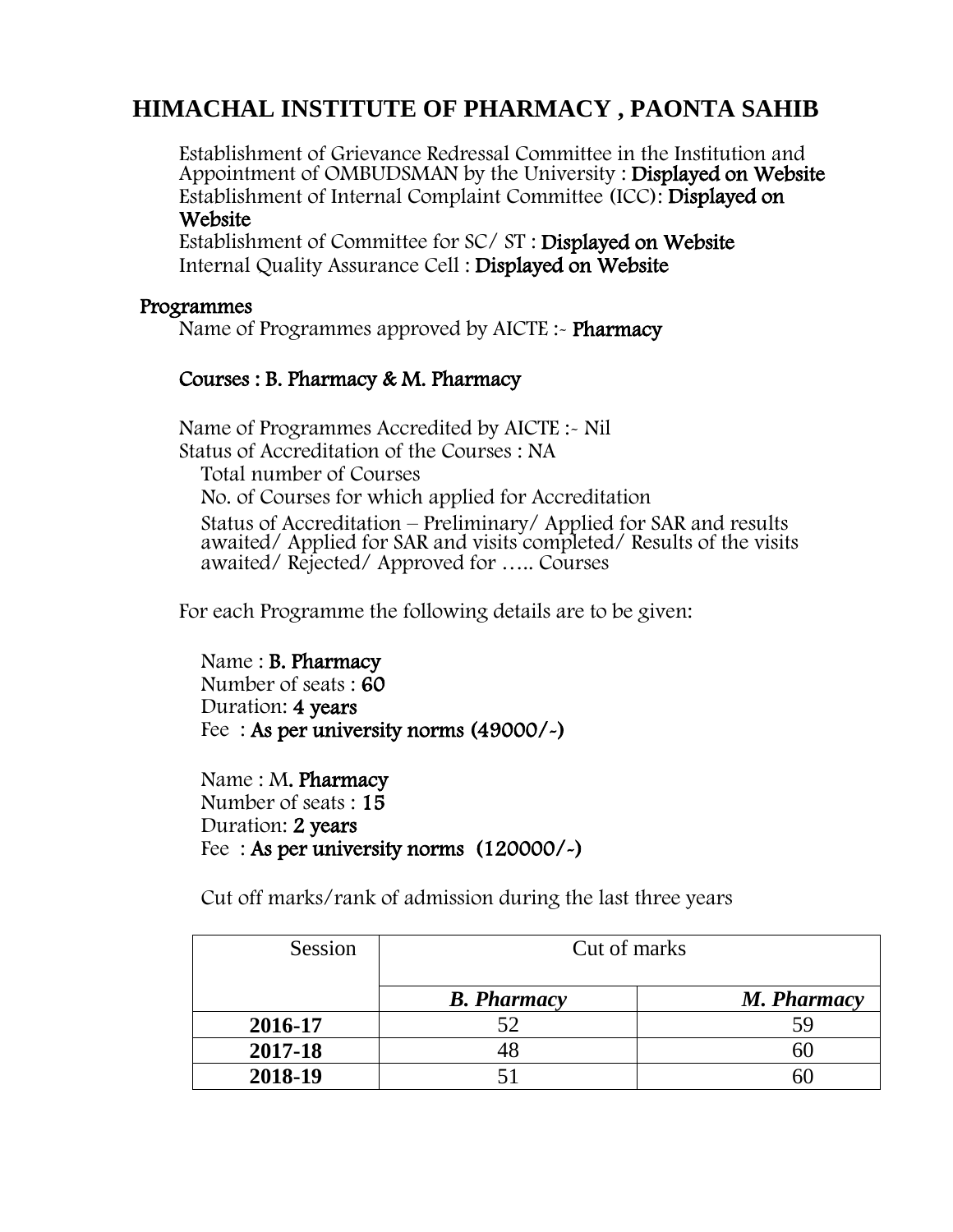# HIMACHAL INSTITUTE OF PHARMACY , PAONTA SAHIB

Establishment of Grievance Redressal Committee in the Institution and Appointment of OMBUDSMAN by the University : **Displayed on Website**
Establishment of Internal Complaint Committee (ICC): **Displayed on Website**
Establishment of Committee for SC/ ST : **Displayed on Website**
Internal Quality Assurance Cell : **Displayed on Website**

## Programmes

Name of Programmes approved by AICTE :- **Pharmacy**

**Courses : B. Pharmacy & M. Pharmacy**

Name of Programmes Accredited by AICTE :- Nil
Status of Accreditation of the Courses : NA

Total number of Courses
No. of Courses for which applied for Accreditation
Status of Accreditation – Preliminary/ Applied for SAR and results awaited/ Applied for SAR and visits completed/ Results of the visits awaited/ Rejected/ Approved for ….. Courses

For each Programme the following details are to be given:

Name : **B. Pharmacy**
Number of seats : **60**
Duration: **4 years**
Fee : **As per university norms (49000/-)**

Name : M**. Pharmacy**
Number of seats : **15**
Duration: **2 years**
Fee : **As per university norms (120000/-)**

Cut off marks/rank of admission during the last three years

| Session | Cut of marks | |
|---|---|---|
| | ***B. Pharmacy*** | ***M. Pharmacy*** |
| **2016-17** | 52 | 59 |
| **2017-18** | 48 | 60 |
| **2018-19** | 51 | 60 |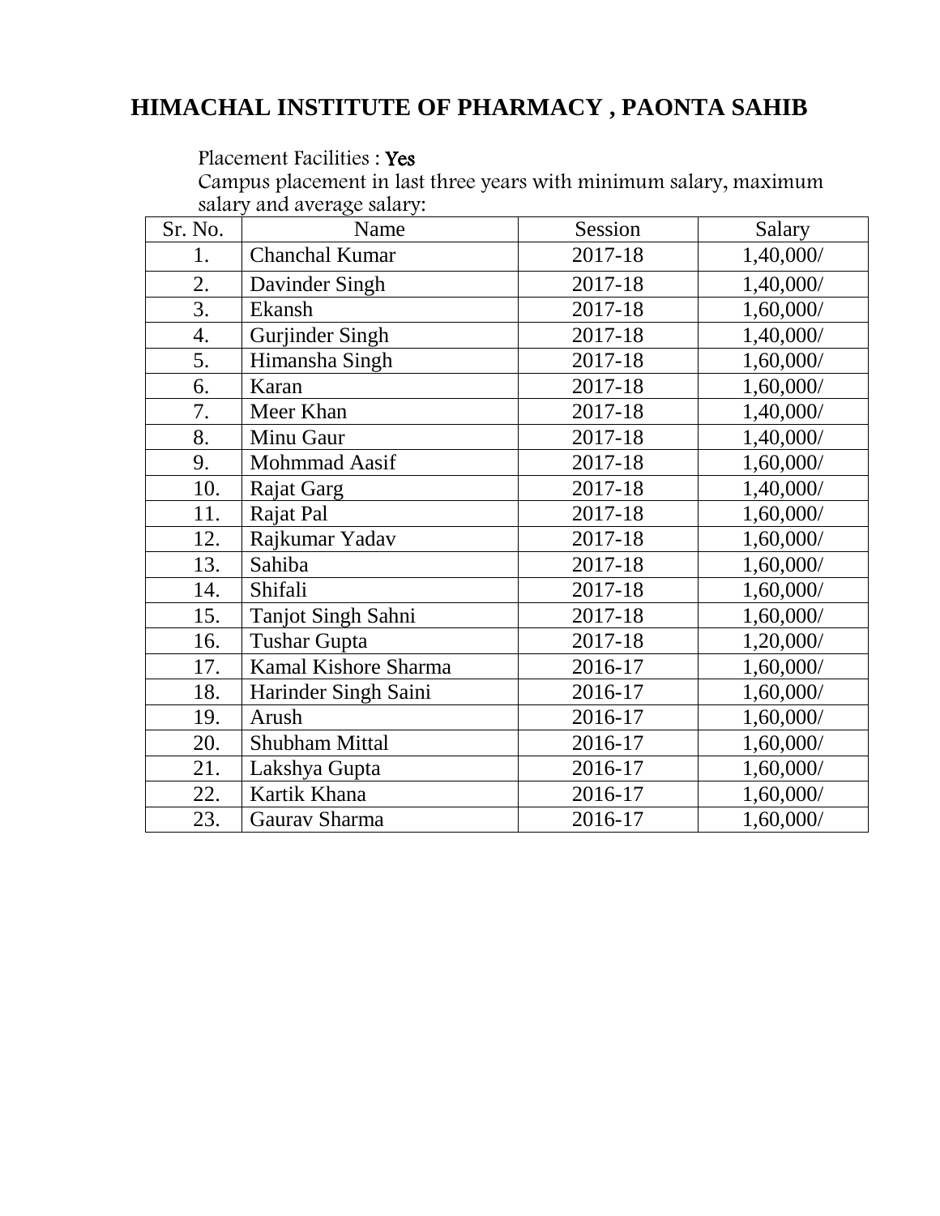# HIMACHAL INSTITUTE OF PHARMACY , PAONTA SAHIB

Placement Facilities : Yes

Campus placement in last three years with minimum salary, maximum salary and average salary:

| Sr. No. | Name | Session | Salary |
|---|---|---|---|
| 1. | Chanchal Kumar | 2017-18 | 1,40,000/ |
| 2. | Davinder Singh | 2017-18 | 1,40,000/ |
| 3. | Ekansh | 2017-18 | 1,60,000/ |
| 4. | Gurjinder Singh | 2017-18 | 1,40,000/ |
| 5. | Himansha Singh | 2017-18 | 1,60,000/ |
| 6. | Karan | 2017-18 | 1,60,000/ |
| 7. | Meer Khan | 2017-18 | 1,40,000/ |
| 8. | Minu Gaur | 2017-18 | 1,40,000/ |
| 9. | Mohmmad Aasif | 2017-18 | 1,60,000/ |
| 10. | Rajat Garg | 2017-18 | 1,40,000/ |
| 11. | Rajat Pal | 2017-18 | 1,60,000/ |
| 12. | Rajkumar Yadav | 2017-18 | 1,60,000/ |
| 13. | Sahiba | 2017-18 | 1,60,000/ |
| 14. | Shifali | 2017-18 | 1,60,000/ |
| 15. | Tanjot Singh Sahni | 2017-18 | 1,60,000/ |
| 16. | Tushar Gupta | 2017-18 | 1,20,000/ |
| 17. | Kamal Kishore Sharma | 2016-17 | 1,60,000/ |
| 18. | Harinder Singh Saini | 2016-17 | 1,60,000/ |
| 19. | Arush | 2016-17 | 1,60,000/ |
| 20. | Shubham Mittal | 2016-17 | 1,60,000/ |
| 21. | Lakshya Gupta | 2016-17 | 1,60,000/ |
| 22. | Kartik Khana | 2016-17 | 1,60,000/ |
| 23. | Gaurav Sharma | 2016-17 | 1,60,000/ |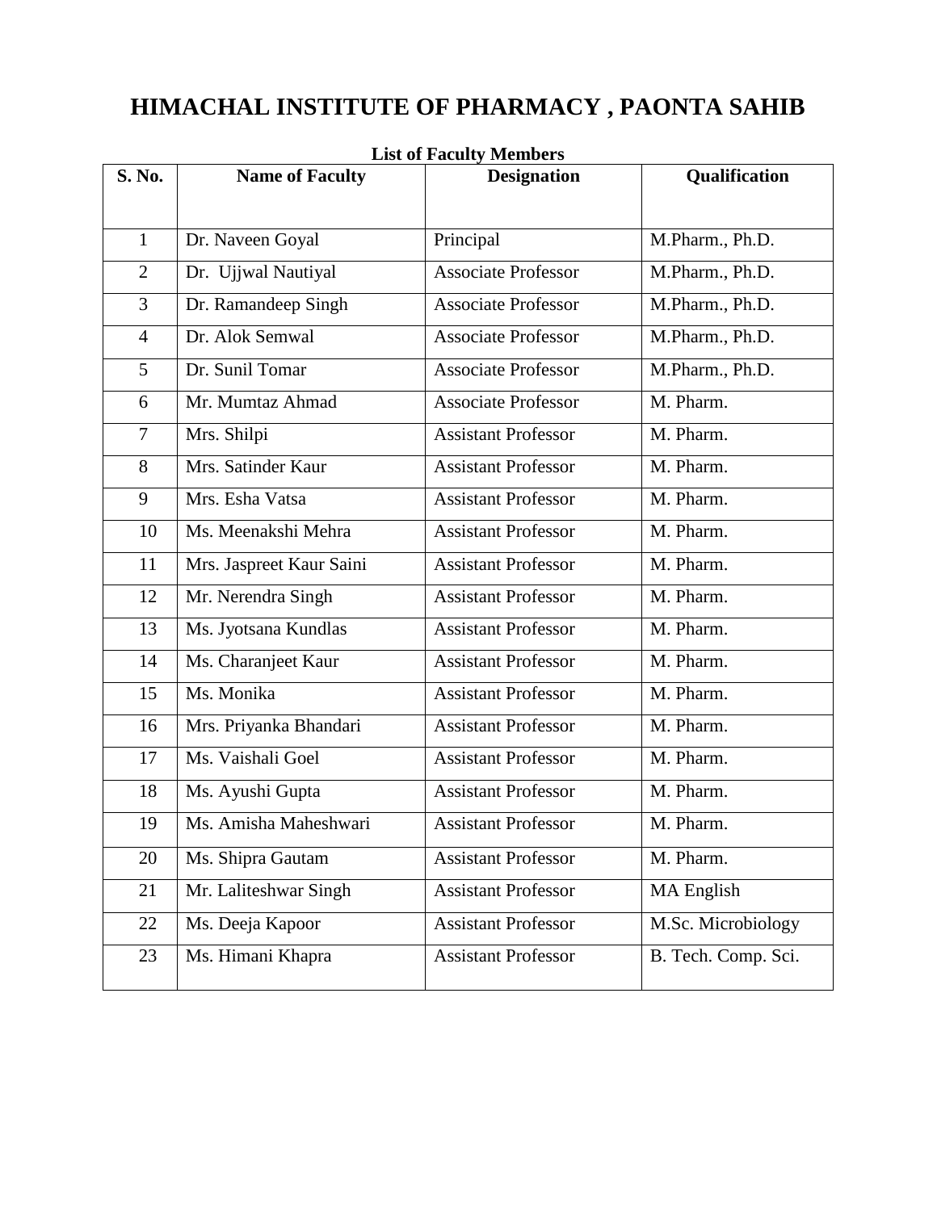# HIMACHAL INSTITUTE OF PHARMACY , PAONTA SAHIB

**List of Faculty Members**

| S. No. | Name of Faculty | Designation | Qualification |
|---|---|---|---|
| 1 | Dr. Naveen Goyal | Principal | M.Pharm., Ph.D. |
| 2 | Dr. Ujjwal Nautiyal | Associate Professor | M.Pharm., Ph.D. |
| 3 | Dr. Ramandeep Singh | Associate Professor | M.Pharm., Ph.D. |
| 4 | Dr. Alok Semwal | Associate Professor | M.Pharm., Ph.D. |
| 5 | Dr. Sunil Tomar | Associate Professor | M.Pharm., Ph.D. |
| 6 | Mr. Mumtaz Ahmad | Associate Professor | M. Pharm. |
| 7 | Mrs. Shilpi | Assistant Professor | M. Pharm. |
| 8 | Mrs. Satinder Kaur | Assistant Professor | M. Pharm. |
| 9 | Mrs. Esha Vatsa | Assistant Professor | M. Pharm. |
| 10 | Ms. Meenakshi Mehra | Assistant Professor | M. Pharm. |
| 11 | Mrs. Jaspreet Kaur Saini | Assistant Professor | M. Pharm. |
| 12 | Mr. Nerendra Singh | Assistant Professor | M. Pharm. |
| 13 | Ms. Jyotsana Kundlas | Assistant Professor | M. Pharm. |
| 14 | Ms. Charanjeet Kaur | Assistant Professor | M. Pharm. |
| 15 | Ms. Monika | Assistant Professor | M. Pharm. |
| 16 | Mrs. Priyanka Bhandari | Assistant Professor | M. Pharm. |
| 17 | Ms. Vaishali Goel | Assistant Professor | M. Pharm. |
| 18 | Ms. Ayushi Gupta | Assistant Professor | M. Pharm. |
| 19 | Ms. Amisha Maheshwari | Assistant Professor | M. Pharm. |
| 20 | Ms. Shipra Gautam | Assistant Professor | M. Pharm. |
| 21 | Mr. Laliteshwar Singh | Assistant Professor | MA English |
| 22 | Ms. Deeja Kapoor | Assistant Professor | M.Sc. Microbiology |
| 23 | Ms. Himani Khapra | Assistant Professor | B. Tech. Comp. Sci. |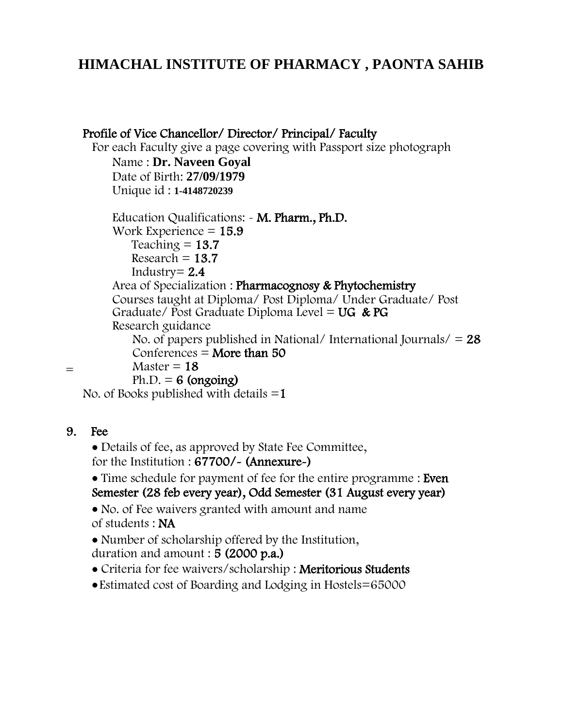# HIMACHAL INSTITUTE OF PHARMACY , PAONTA SAHIB

## Profile of Vice Chancellor/ Director/ Principal/ Faculty

For each Faculty give a page covering with Passport size photograph

Name : **Dr. Naveen Goyal**
Date of Birth: **27/09/1979**
Unique id : **1-4148720239**

Education Qualifications: - **M. Pharm., Ph.D.**
Work Experience = **15.9**
- Teaching = **13.7**
- Research = **13.7**
- Industry= **2.4**

Area of Specialization : **Pharmacognosy & Phytochemistry**
Courses taught at Diploma/ Post Diploma/ Under Graduate/ Post Graduate/ Post Graduate Diploma Level = **UG & PG**
Research guidance
- No. of papers published in National/ International Journals/ = **28**
- Conferences = **More than 50**
- Master = **18**
- Ph.D. = **6 (ongoing)**

No. of Books published with details =**1**

## 9. Fee

- Details of fee, as approved by State Fee Committee, for the Institution : **67700/- (Annexure-)**
- Time schedule for payment of fee for the entire programme : **Even Semester (28 feb every year), Odd Semester (31 August every year)**
- No. of Fee waivers granted with amount and name of students : **NA**
- Number of scholarship offered by the Institution, duration and amount : **5 (2000 p.a.)**
- Criteria for fee waivers/scholarship : **Meritorious Students**
- Estimated cost of Boarding and Lodging in Hostels=65000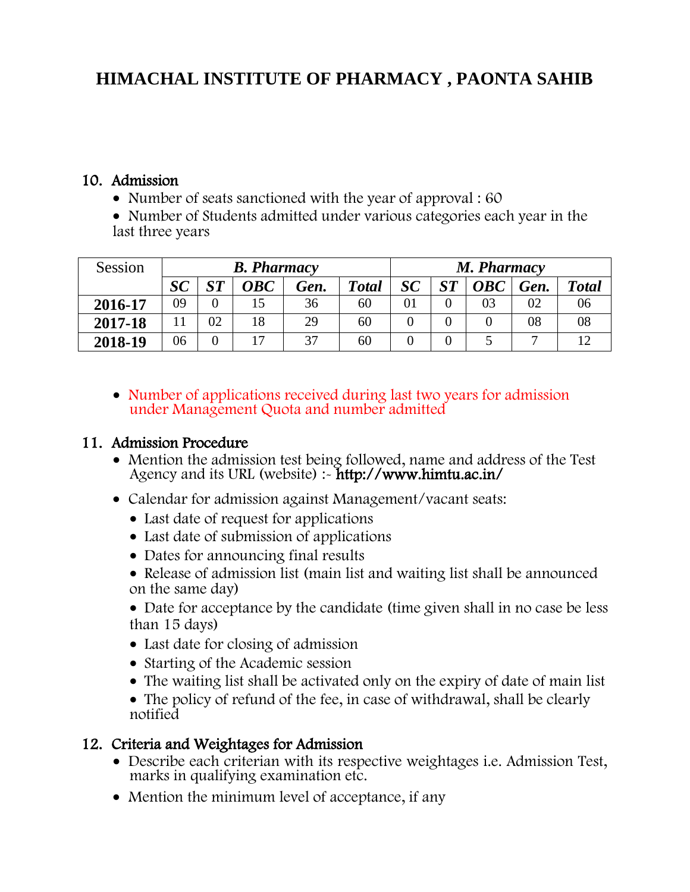# HIMACHAL INSTITUTE OF PHARMACY , PAONTA SAHIB

## 10. Admission

- Number of seats sanctioned with the year of approval : 60
- Number of Students admitted under various categories each year in the last three years

| Session | *B. Pharmacy* | | | | | *M. Pharmacy* | | | | |
|---|---|---|---|---|---|---|---|---|---|---|
| | ***SC*** | ***ST*** | ***OBC*** | ***Gen.*** | ***Total*** | ***SC*** | ***ST*** | ***OBC*** | ***Gen.*** | ***Total*** |
| **2016-17** | 09 | 0 | 15 | 36 | 60 | 01 | 0 | 03 | 02 | 06 |
| **2017-18** | 11 | 02 | 18 | 29 | 60 | 0 | 0 | 0 | 08 | 08 |
| **2018-19** | 06 | 0 | 17 | 37 | 60 | 0 | 0 | 5 | 7 | 12 |

- Number of applications received during last two years for admission under Management Quota and number admitted

## 11. Admission Procedure

- Mention the admission test being followed, name and address of the Test Agency and its URL (website) :- **http://www.himtu.ac.in/**
- Calendar for admission against Management/vacant seats:
  - Last date of request for applications
  - Last date of submission of applications
  - Dates for announcing final results
  - Release of admission list (main list and waiting list shall be announced on the same day)
  - Date for acceptance by the candidate (time given shall in no case be less than 15 days)
  - Last date for closing of admission
  - Starting of the Academic session
  - The waiting list shall be activated only on the expiry of date of main list
  - The policy of refund of the fee, in case of withdrawal, shall be clearly notified

## 12. Criteria and Weightages for Admission

- Describe each criterian with its respective weightages i.e. Admission Test, marks in qualifying examination etc.
- Mention the minimum level of acceptance, if any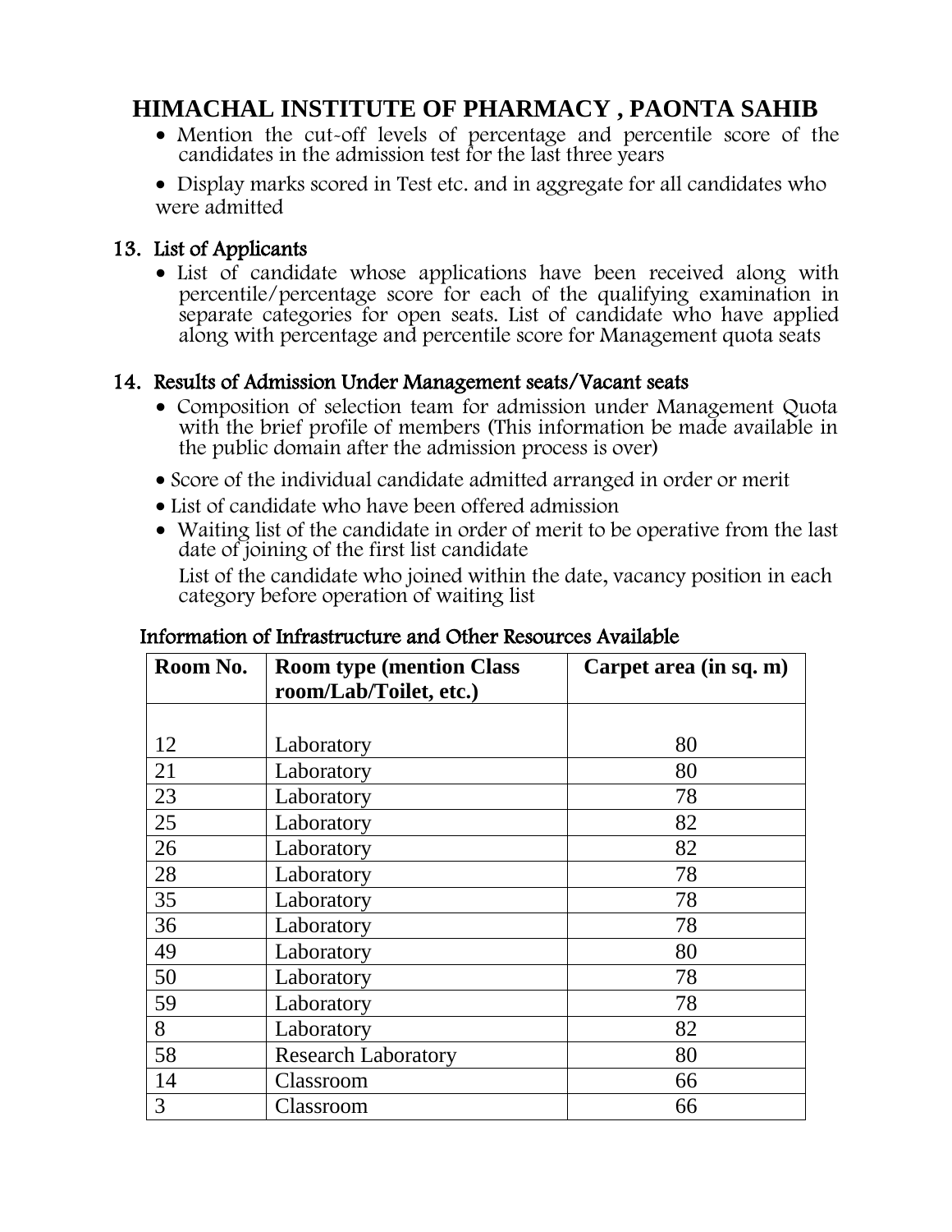# HIMACHAL INSTITUTE OF PHARMACY , PAONTA SAHIB

- Mention the cut-off levels of percentage and percentile score of the candidates in the admission test for the last three years
- Display marks scored in Test etc. and in aggregate for all candidates who were admitted

## 13. List of Applicants

- List of candidate whose applications have been received along with percentile/percentage score for each of the qualifying examination in separate categories for open seats. List of candidate who have applied along with percentage and percentile score for Management quota seats

## 14. Results of Admission Under Management seats/Vacant seats

- Composition of selection team for admission under Management Quota with the brief profile of members (This information be made available in the public domain after the admission process is over)
- Score of the individual candidate admitted arranged in order or merit
- List of candidate who have been offered admission
- Waiting list of the candidate in order of merit to be operative from the last date of joining of the first list candidate

  List of the candidate who joined within the date, vacancy position in each category before operation of waiting list

### Information of Infrastructure and Other Resources Available

| Room No. | Room type (mention Class room/Lab/Toilet, etc.) | Carpet area (in sq. m) |
|---|---|---|
| 12 | Laboratory | 80 |
| 21 | Laboratory | 80 |
| 23 | Laboratory | 78 |
| 25 | Laboratory | 82 |
| 26 | Laboratory | 82 |
| 28 | Laboratory | 78 |
| 35 | Laboratory | 78 |
| 36 | Laboratory | 78 |
| 49 | Laboratory | 80 |
| 50 | Laboratory | 78 |
| 59 | Laboratory | 78 |
| 8 | Laboratory | 82 |
| 58 | Research Laboratory | 80 |
| 14 | Classroom | 66 |
| 3 | Classroom | 66 |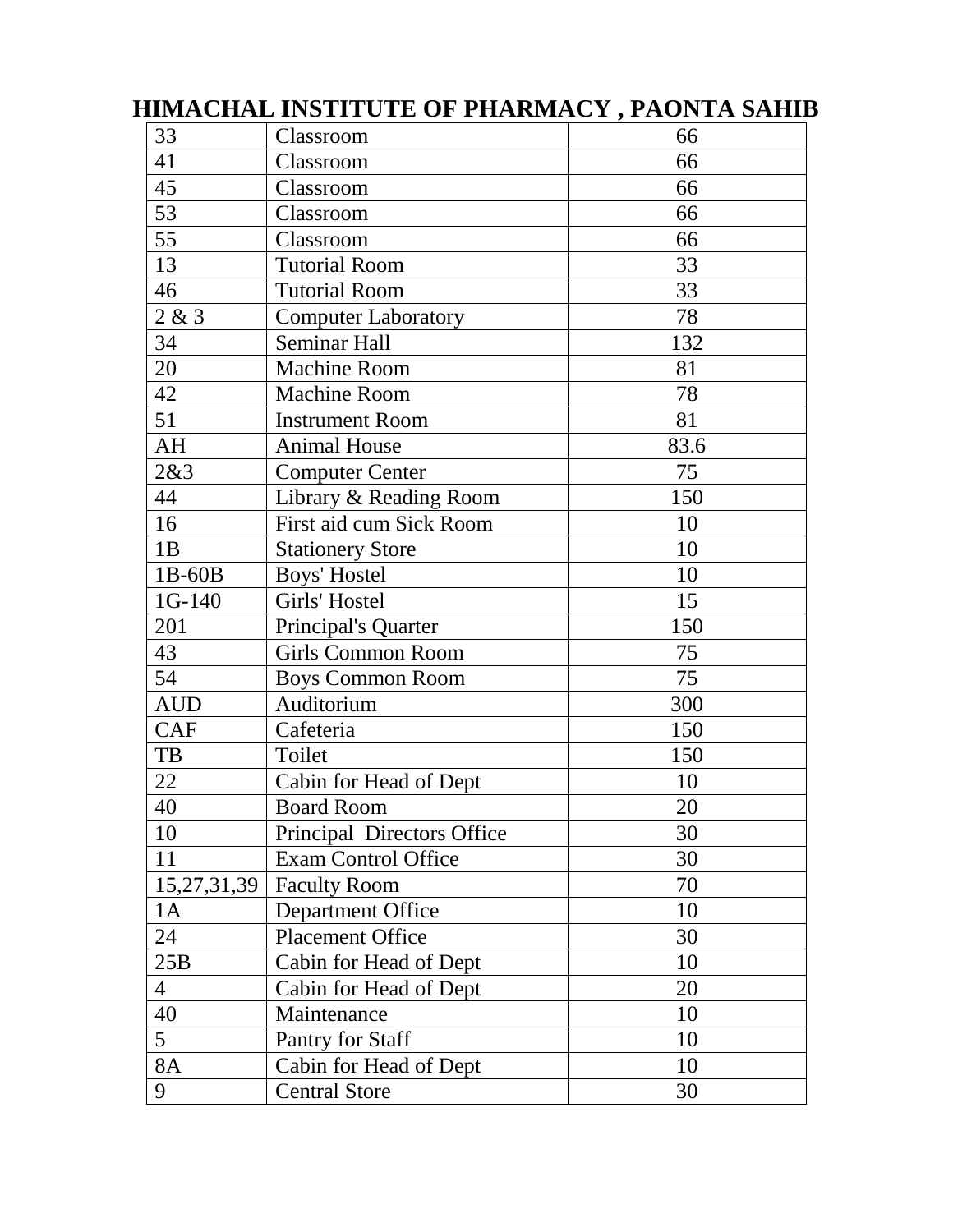# HIMACHAL INSTITUTE OF PHARMACY , PAONTA SAHIB

| | | |
|---|---|---|
| 33 | Classroom | 66 |
| 41 | Classroom | 66 |
| 45 | Classroom | 66 |
| 53 | Classroom | 66 |
| 55 | Classroom | 66 |
| 13 | Tutorial Room | 33 |
| 46 | Tutorial Room | 33 |
| 2 & 3 | Computer Laboratory | 78 |
| 34 | Seminar Hall | 132 |
| 20 | Machine Room | 81 |
| 42 | Machine Room | 78 |
| 51 | Instrument Room | 81 |
| AH | Animal House | 83.6 |
| 2&3 | Computer Center | 75 |
| 44 | Library & Reading Room | 150 |
| 16 | First aid cum Sick Room | 10 |
| 1B | Stationery Store | 10 |
| 1B-60B | Boys' Hostel | 10 |
| 1G-140 | Girls' Hostel | 15 |
| 201 | Principal's Quarter | 150 |
| 43 | Girls Common Room | 75 |
| 54 | Boys Common Room | 75 |
| AUD | Auditorium | 300 |
| CAF | Cafeteria | 150 |
| TB | Toilet | 150 |
| 22 | Cabin for Head of Dept | 10 |
| 40 | Board Room | 20 |
| 10 | Principal Directors Office | 30 |
| 11 | Exam Control Office | 30 |
| 15,27,31,39 | Faculty Room | 70 |
| 1A | Department Office | 10 |
| 24 | Placement Office | 30 |
| 25B | Cabin for Head of Dept | 10 |
| 4 | Cabin for Head of Dept | 20 |
| 40 | Maintenance | 10 |
| 5 | Pantry for Staff | 10 |
| 8A | Cabin for Head of Dept | 10 |
| 9 | Central Store | 30 |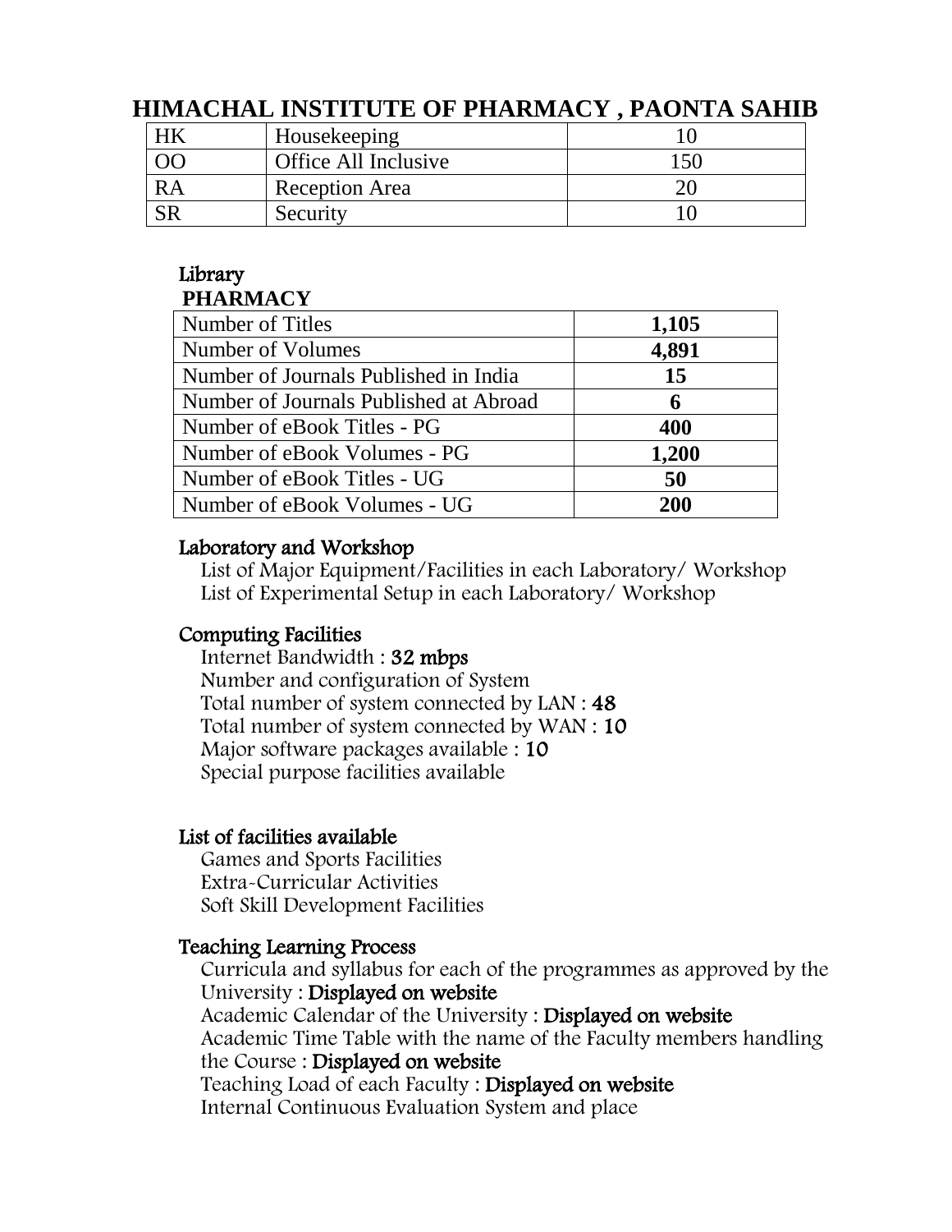# HIMACHAL INSTITUTE OF PHARMACY , PAONTA SAHIB

| HK | Housekeeping | 10 |
|---|---|---|
| OO | Office All Inclusive | 150 |
| RA | Reception Area | 20 |
| SR | Security | 10 |

## Library

**PHARMACY**

| Number of Titles | **1,105** |
|---|---|
| Number of Volumes | **4,891** |
| Number of Journals Published in India | **15** |
| Number of Journals Published at Abroad | **6** |
| Number of eBook Titles - PG | **400** |
| Number of eBook Volumes - PG | **1,200** |
| Number of eBook Titles - UG | **50** |
| Number of eBook Volumes - UG | **200** |

## Laboratory and Workshop

List of Major Equipment/Facilities in each Laboratory/ Workshop
List of Experimental Setup in each Laboratory/ Workshop

## Computing Facilities

Internet Bandwidth : **32 mbps**
Number and configuration of System
Total number of system connected by LAN : **48**
Total number of system connected by WAN : **10**
Major software packages available : **10**
Special purpose facilities available

## List of facilities available

Games and Sports Facilities
Extra-Curricular Activities
Soft Skill Development Facilities

## Teaching Learning Process

Curricula and syllabus for each of the programmes as approved by the University : **Displayed on website**
Academic Calendar of the University : **Displayed on website**
Academic Time Table with the name of the Faculty members handling the Course : **Displayed on website**
Teaching Load of each Faculty : **Displayed on website**
Internal Continuous Evaluation System and place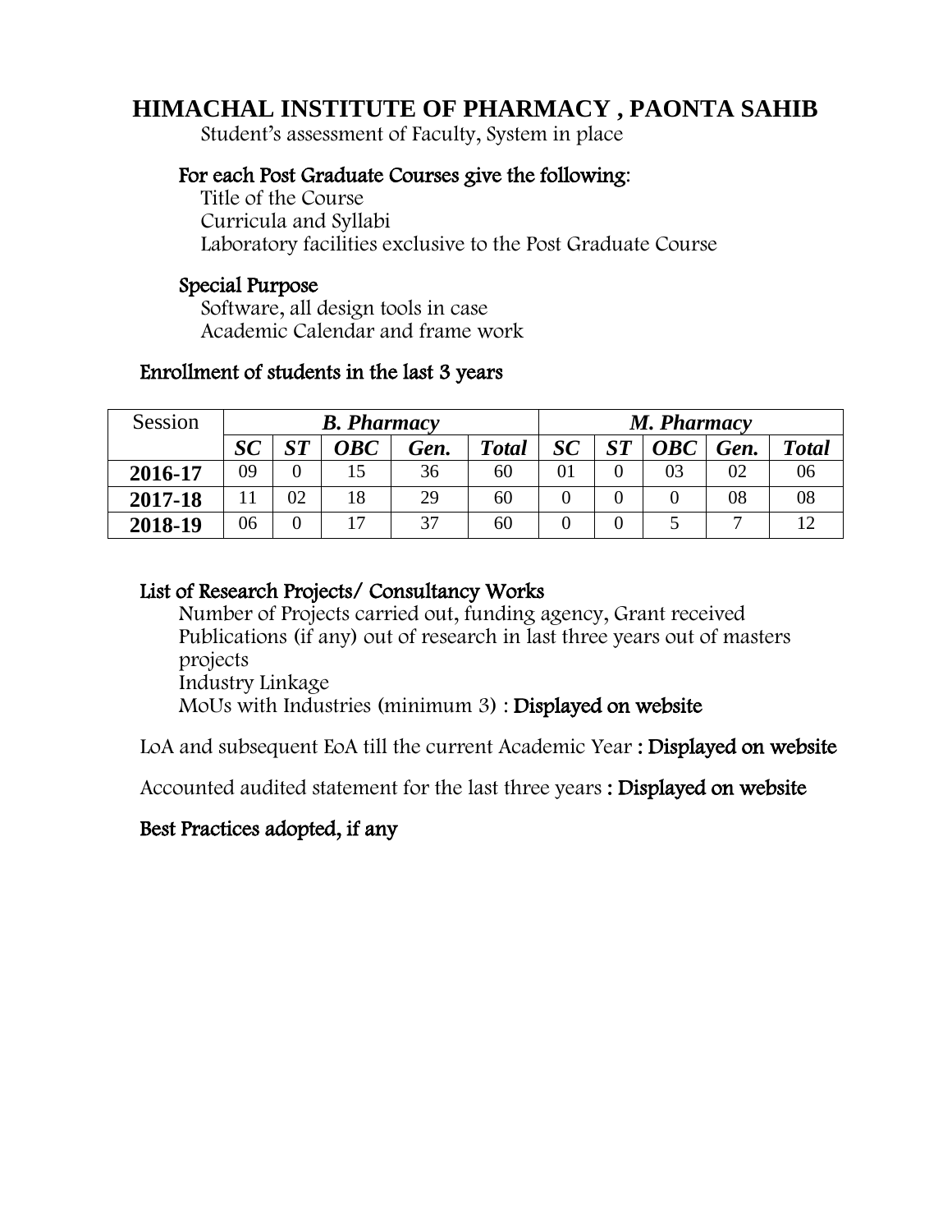# HIMACHAL INSTITUTE OF PHARMACY , PAONTA SAHIB

Student's assessment of Faculty, System in place

**For each Post Graduate Courses give the following:**

Title of the Course
Curricula and Syllabi
Laboratory facilities exclusive to the Post Graduate Course

**Special Purpose**

Software, all design tools in case
Academic Calendar and frame work

**Enrollment of students in the last 3 years**

| Session | ***B. Pharmacy*** | | | | | ***M. Pharmacy*** | | | | |
|---|---|---|---|---|---|---|---|---|---|---|
| | ***SC*** | ***ST*** | ***OBC*** | ***Gen.*** | ***Total*** | ***SC*** | ***ST*** | ***OBC*** | ***Gen.*** | ***Total*** |
| **2016-17** | 09 | 0 | 15 | 36 | 60 | 01 | 0 | 03 | 02 | 06 |
| **2017-18** | 11 | 02 | 18 | 29 | 60 | 0 | 0 | 0 | 08 | 08 |
| **2018-19** | 06 | 0 | 17 | 37 | 60 | 0 | 0 | 5 | 7 | 12 |

**List of Research Projects/ Consultancy Works**

Number of Projects carried out, funding agency, Grant received
Publications (if any) out of research in last three years out of masters projects
Industry Linkage
MoUs with Industries (minimum 3) : **Displayed on website**

LoA and subsequent EoA till the current Academic Year : **Displayed on website**

Accounted audited statement for the last three years : **Displayed on website**

**Best Practices adopted, if any**